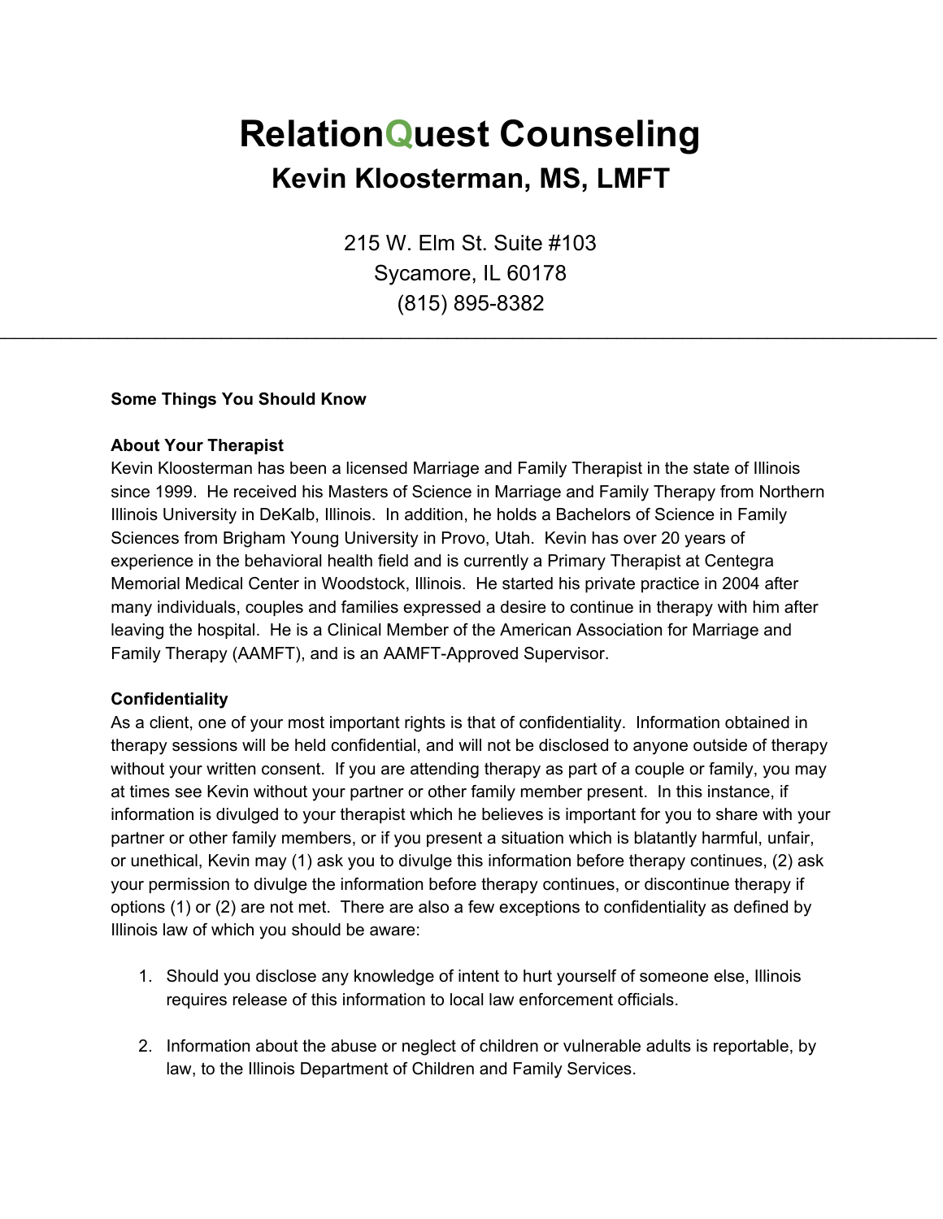# RelationQuest Counseling

## Kevin Kloosterman, MS, LMFT

215 W. Elm St. Suite #103
Sycamore, IL 60178
(815) 895-8382

---

**Some Things You Should Know**

**About Your Therapist**

Kevin Kloosterman has been a licensed Marriage and Family Therapist in the state of Illinois since 1999. He received his Masters of Science in Marriage and Family Therapy from Northern Illinois University in DeKalb, Illinois. In addition, he holds a Bachelors of Science in Family Sciences from Brigham Young University in Provo, Utah. Kevin has over 20 years of experience in the behavioral health field and is currently a Primary Therapist at Centegra Memorial Medical Center in Woodstock, Illinois. He started his private practice in 2004 after many individuals, couples and families expressed a desire to continue in therapy with him after leaving the hospital. He is a Clinical Member of the American Association for Marriage and Family Therapy (AAMFT), and is an AAMFT-Approved Supervisor.

**Confidentiality**

As a client, one of your most important rights is that of confidentiality. Information obtained in therapy sessions will be held confidential, and will not be disclosed to anyone outside of therapy without your written consent. If you are attending therapy as part of a couple or family, you may at times see Kevin without your partner or other family member present. In this instance, if information is divulged to your therapist which he believes is important for you to share with your partner or other family members, or if you present a situation which is blatantly harmful, unfair, or unethical, Kevin may (1) ask you to divulge this information before therapy continues, (2) ask your permission to divulge the information before therapy continues, or discontinue therapy if options (1) or (2) are not met. There are also a few exceptions to confidentiality as defined by Illinois law of which you should be aware:

1. Should you disclose any knowledge of intent to hurt yourself of someone else, Illinois requires release of this information to local law enforcement officials.

2. Information about the abuse or neglect of children or vulnerable adults is reportable, by law, to the Illinois Department of Children and Family Services.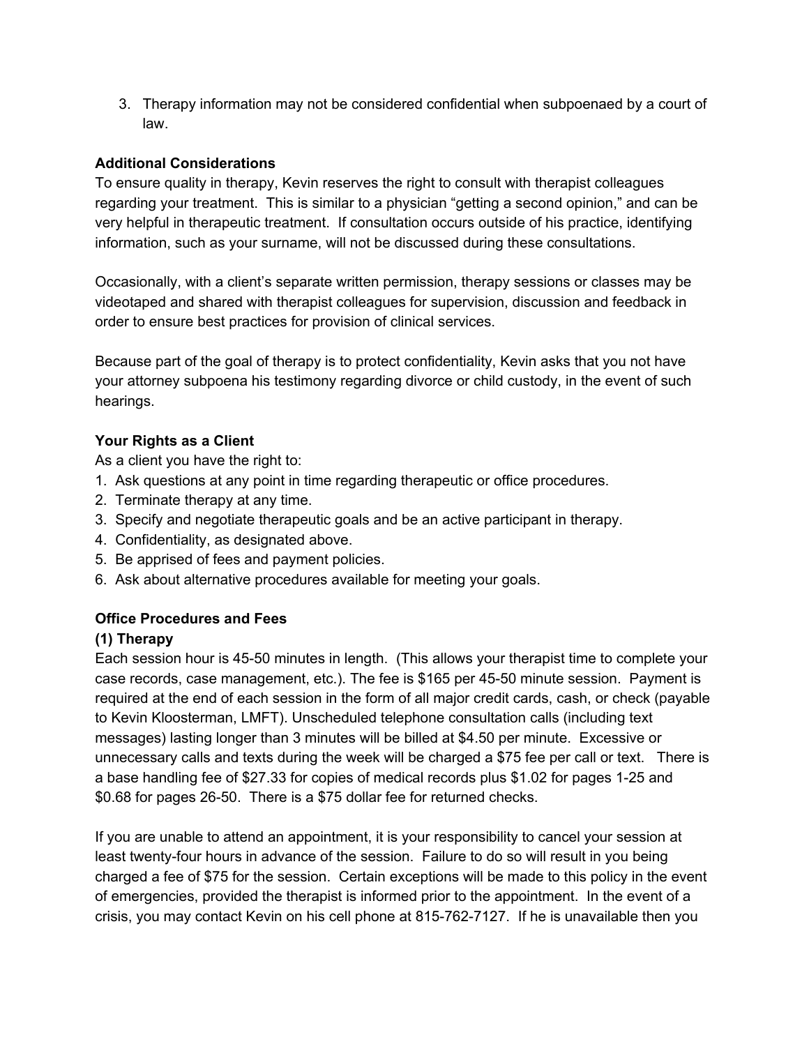3. Therapy information may not be considered confidential when subpoenaed by a court of law.

**Additional Considerations**
To ensure quality in therapy, Kevin reserves the right to consult with therapist colleagues regarding your treatment. This is similar to a physician "getting a second opinion," and can be very helpful in therapeutic treatment. If consultation occurs outside of his practice, identifying information, such as your surname, will not be discussed during these consultations.

Occasionally, with a client's separate written permission, therapy sessions or classes may be videotaped and shared with therapist colleagues for supervision, discussion and feedback in order to ensure best practices for provision of clinical services.

Because part of the goal of therapy is to protect confidentiality, Kevin asks that you not have your attorney subpoena his testimony regarding divorce or child custody, in the event of such hearings.

**Your Rights as a Client**
As a client you have the right to:
1. Ask questions at any point in time regarding therapeutic or office procedures.
2. Terminate therapy at any time.
3. Specify and negotiate therapeutic goals and be an active participant in therapy.
4. Confidentiality, as designated above.
5. Be apprised of fees and payment policies.
6. Ask about alternative procedures available for meeting your goals.

**Office Procedures and Fees**
**(1) Therapy**
Each session hour is 45-50 minutes in length. (This allows your therapist time to complete your case records, case management, etc.). The fee is $165 per 45-50 minute session. Payment is required at the end of each session in the form of all major credit cards, cash, or check (payable to Kevin Kloosterman, LMFT). Unscheduled telephone consultation calls (including text messages) lasting longer than 3 minutes will be billed at $4.50 per minute. Excessive or unnecessary calls and texts during the week will be charged a $75 fee per call or text. There is a base handling fee of $27.33 for copies of medical records plus $1.02 for pages 1-25 and $0.68 for pages 26-50. There is a $75 dollar fee for returned checks.

If you are unable to attend an appointment, it is your responsibility to cancel your session at least twenty-four hours in advance of the session. Failure to do so will result in you being charged a fee of $75 for the session. Certain exceptions will be made to this policy in the event of emergencies, provided the therapist is informed prior to the appointment. In the event of a crisis, you may contact Kevin on his cell phone at 815-762-7127. If he is unavailable then you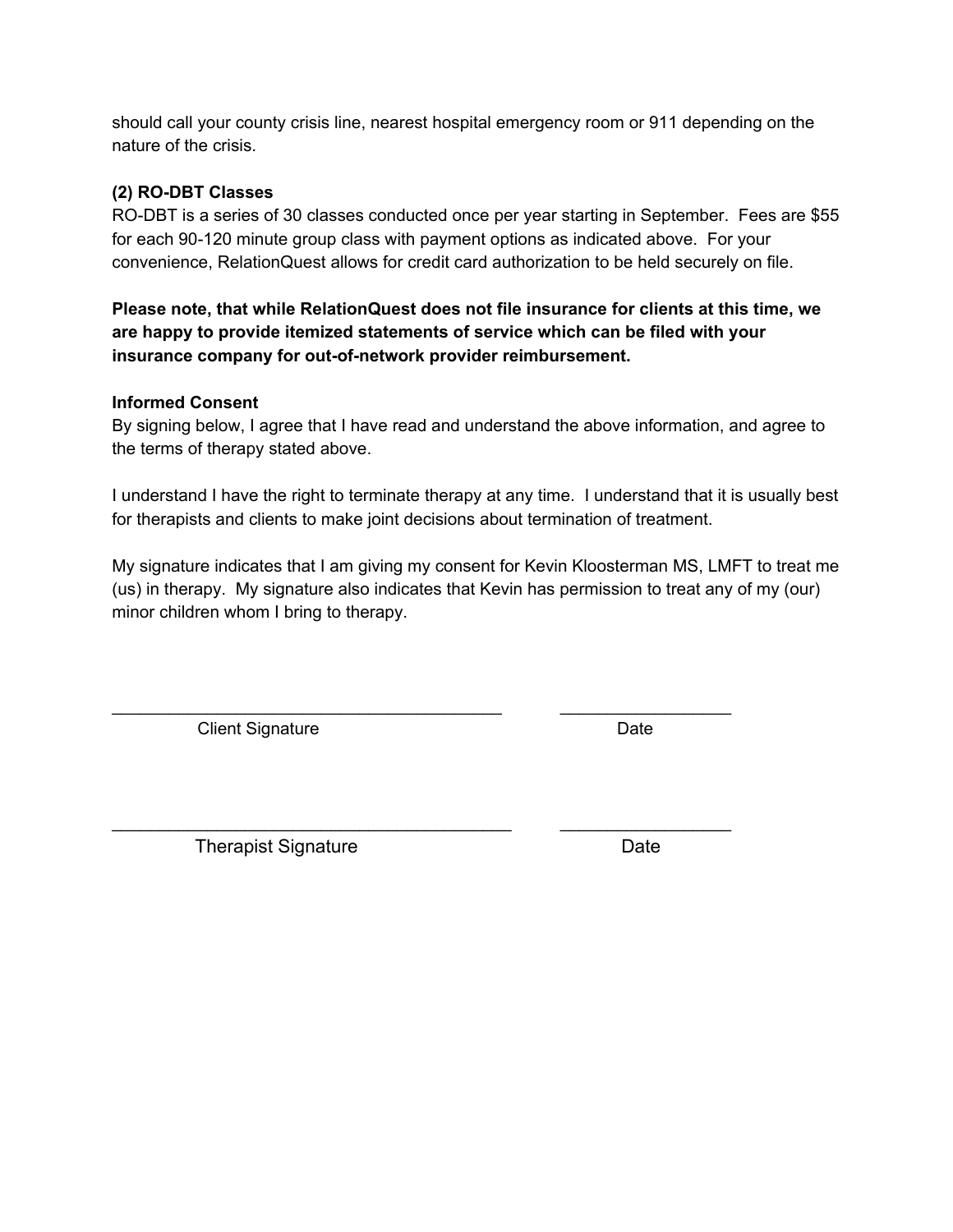should call your county crisis line, nearest hospital emergency room or 911 depending on the nature of the crisis.

**(2) RO-DBT Classes**

RO-DBT is a series of 30 classes conducted once per year starting in September. Fees are $55 for each 90-120 minute group class with payment options as indicated above. For your convenience, RelationQuest allows for credit card authorization to be held securely on file.

**Please note, that while RelationQuest does not file insurance for clients at this time, we are happy to provide itemized statements of service which can be filed with your insurance company for out-of-network provider reimbursement.**

**Informed Consent**

By signing below, I agree that I have read and understand the above information, and agree to the terms of therapy stated above.

I understand I have the right to terminate therapy at any time. I understand that it is usually best for therapists and clients to make joint decisions about termination of treatment.

My signature indicates that I am giving my consent for Kevin Kloosterman MS, LMFT to treat me (us) in therapy. My signature also indicates that Kevin has permission to treat any of my (our) minor children whom I bring to therapy.

\_\_\_\_\_\_\_\_\_\_\_\_\_\_\_\_\_\_\_\_\_\_\_\_\_\_\_\_\_\_\_\_\_\_\_\_\_\_\_\_ \_\_\_\_\_\_\_\_\_\_\_\_\_\_\_\_\_\_

Client Signature Date

\_\_\_\_\_\_\_\_\_\_\_\_\_\_\_\_\_\_\_\_\_\_\_\_\_\_\_\_\_\_\_\_\_\_\_\_\_\_\_\_ \_\_\_\_\_\_\_\_\_\_\_\_\_\_\_\_\_\_

Therapist Signature Date